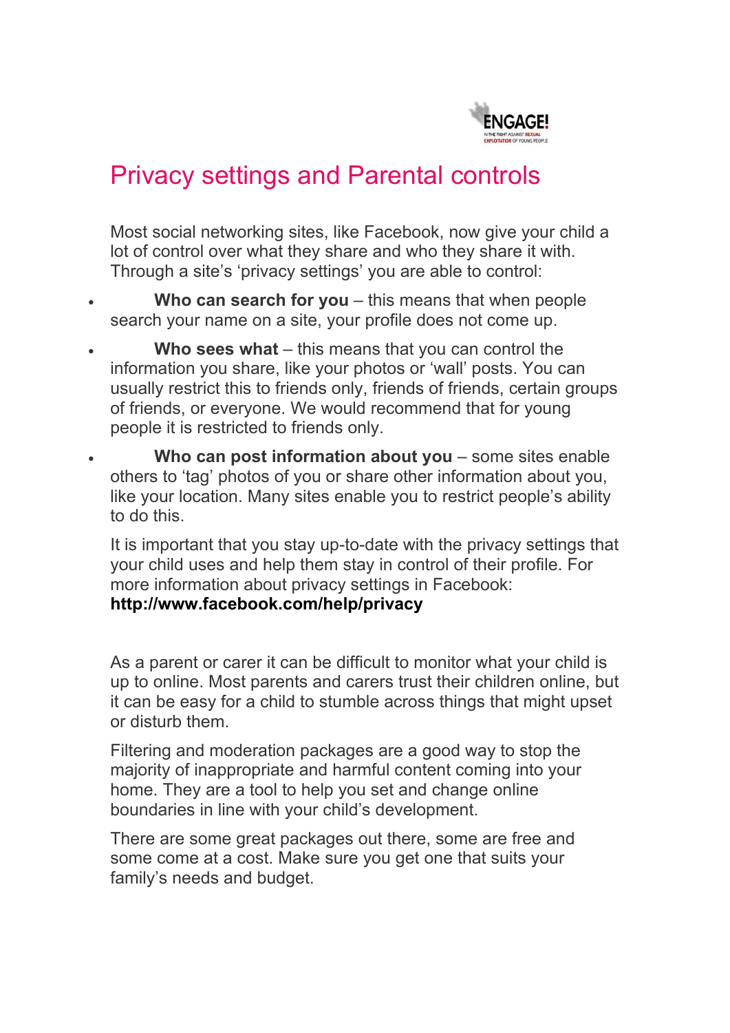ENGAGE! IN THE FIGHT AGAINST SEXUAL EXPLOITATION OF YOUNG PEOPLE

# Privacy settings and Parental controls

Most social networking sites, like Facebook, now give your child a lot of control over what they share and who they share it with. Through a site's 'privacy settings' you are able to control:

- **Who can search for you** – this means that when people search your name on a site, your profile does not come up.
- **Who sees what** – this means that you can control the information you share, like your photos or 'wall' posts. You can usually restrict this to friends only, friends of friends, certain groups of friends, or everyone. We would recommend that for young people it is restricted to friends only.
- **Who can post information about you** – some sites enable others to 'tag' photos of you or share other information about you, like your location. Many sites enable you to restrict people's ability to do this.

It is important that you stay up-to-date with the privacy settings that your child uses and help them stay in control of their profile. For more information about privacy settings in Facebook: **http://www.facebook.com/help/privacy**

As a parent or carer it can be difficult to monitor what your child is up to online. Most parents and carers trust their children online, but it can be easy for a child to stumble across things that might upset or disturb them.

Filtering and moderation packages are a good way to stop the majority of inappropriate and harmful content coming into your home. They are a tool to help you set and change online boundaries in line with your child's development.

There are some great packages out there, some are free and some come at a cost. Make sure you get one that suits your family's needs and budget.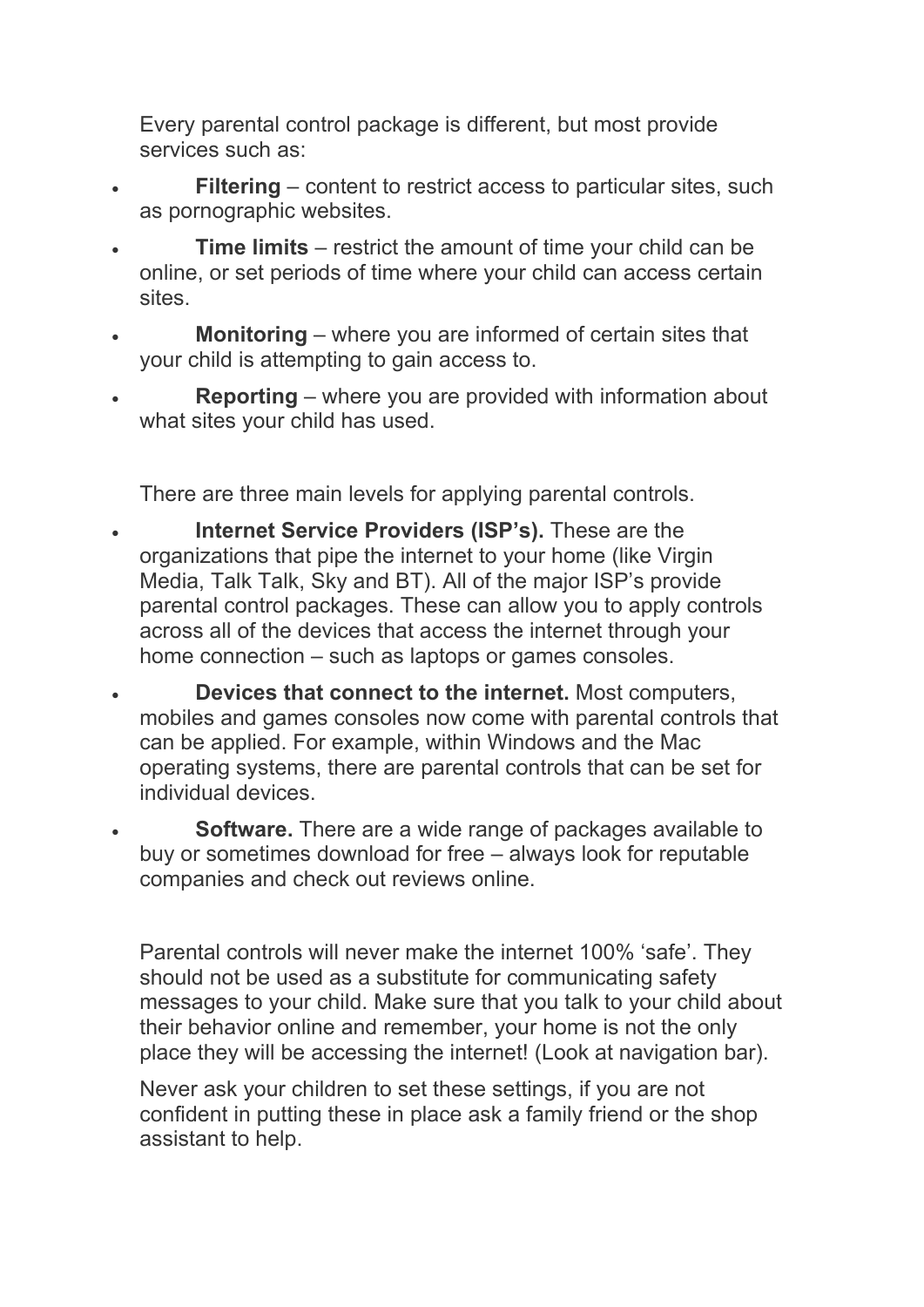Every parental control package is different, but most provide services such as:

- **Filtering** – content to restrict access to particular sites, such as pornographic websites.
- **Time limits** – restrict the amount of time your child can be online, or set periods of time where your child can access certain sites.
- **Monitoring** – where you are informed of certain sites that your child is attempting to gain access to.
- **Reporting** – where you are provided with information about what sites your child has used.

There are three main levels for applying parental controls.

- **Internet Service Providers (ISP's).** These are the organizations that pipe the internet to your home (like Virgin Media, Talk Talk, Sky and BT). All of the major ISP's provide parental control packages. These can allow you to apply controls across all of the devices that access the internet through your home connection – such as laptops or games consoles.
- **Devices that connect to the internet.** Most computers, mobiles and games consoles now come with parental controls that can be applied. For example, within Windows and the Mac operating systems, there are parental controls that can be set for individual devices.
- **Software.** There are a wide range of packages available to buy or sometimes download for free – always look for reputable companies and check out reviews online.

Parental controls will never make the internet 100% 'safe'. They should not be used as a substitute for communicating safety messages to your child. Make sure that you talk to your child about their behavior online and remember, your home is not the only place they will be accessing the internet! (Look at navigation bar).

Never ask your children to set these settings, if you are not confident in putting these in place ask a family friend or the shop assistant to help.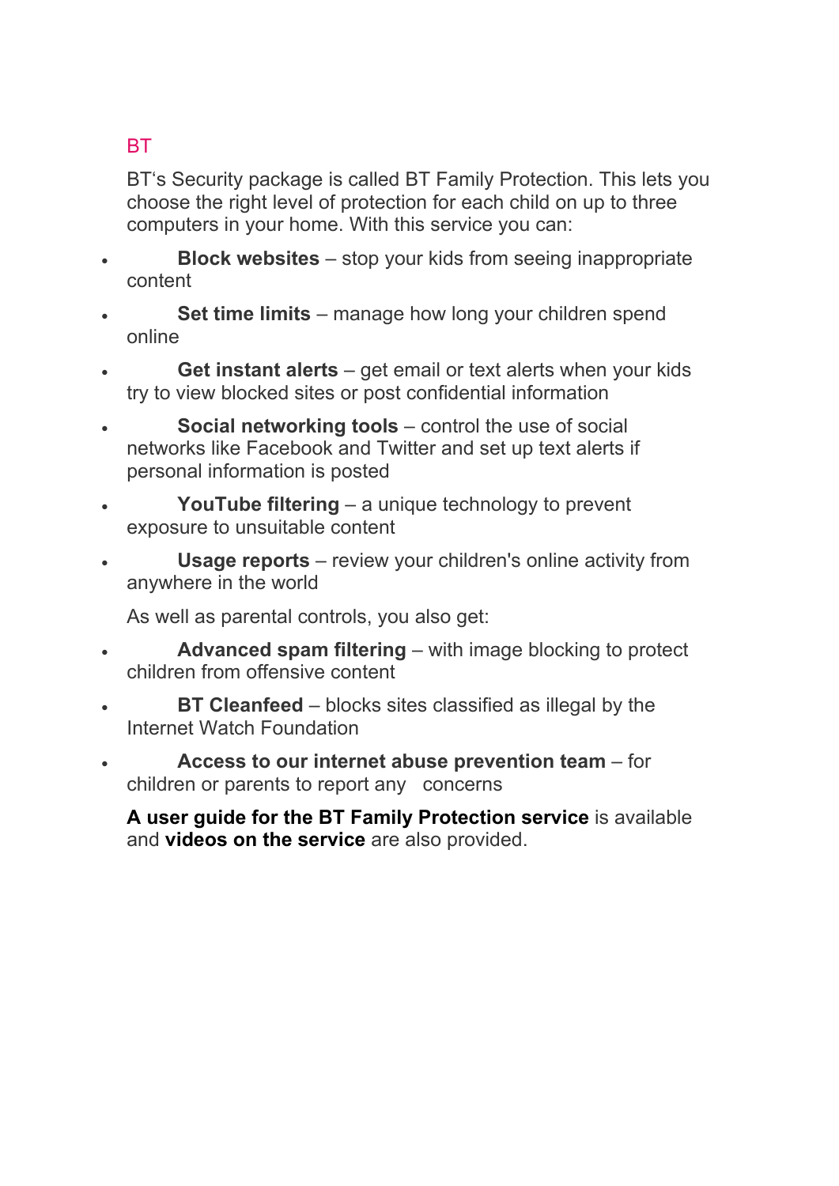## BT

BT's Security package is called BT Family Protection. This lets you choose the right level of protection for each child on up to three computers in your home. With this service you can:

- **Block websites** – stop your kids from seeing inappropriate content
- **Set time limits** – manage how long your children spend online
- **Get instant alerts** – get email or text alerts when your kids try to view blocked sites or post confidential information
- **Social networking tools** – control the use of social networks like Facebook and Twitter and set up text alerts if personal information is posted
- **YouTube filtering** – a unique technology to prevent exposure to unsuitable content
- **Usage reports** – review your children's online activity from anywhere in the world

As well as parental controls, you also get:

- **Advanced spam filtering** – with image blocking to protect children from offensive content
- **BT Cleanfeed** – blocks sites classified as illegal by the Internet Watch Foundation
- **Access to our internet abuse prevention team** – for children or parents to report any concerns

**A user guide for the BT Family Protection service** is available and **videos on the service** are also provided.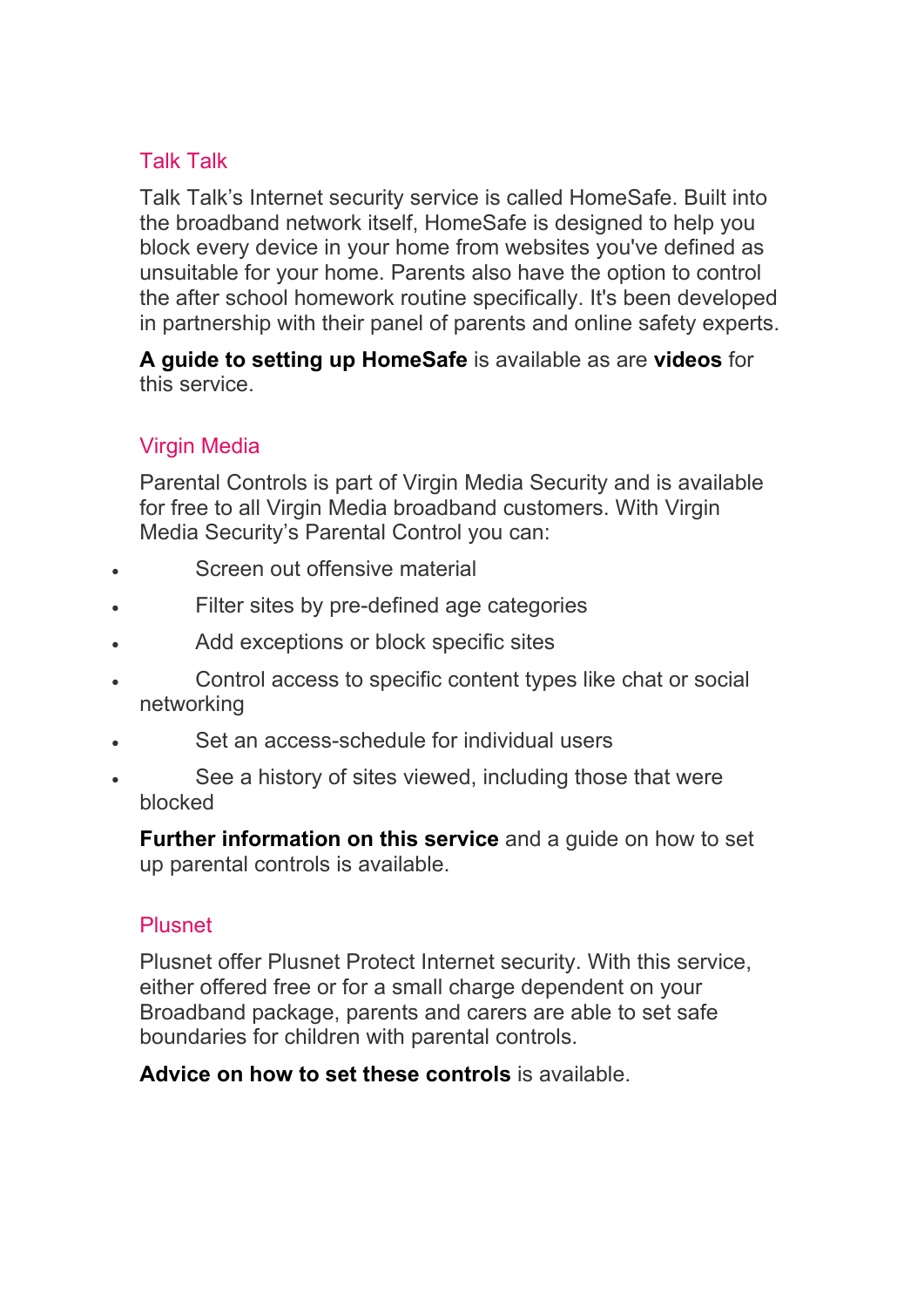## Talk Talk

Talk Talk's Internet security service is called HomeSafe. Built into the broadband network itself, HomeSafe is designed to help you block every device in your home from websites you've defined as unsuitable for your home. Parents also have the option to control the after school homework routine specifically. It's been developed in partnership with their panel of parents and online safety experts.

**A guide to setting up HomeSafe** is available as are **videos** for this service.

## Virgin Media

Parental Controls is part of Virgin Media Security and is available for free to all Virgin Media broadband customers. With Virgin Media Security's Parental Control you can:

- Screen out offensive material
- Filter sites by pre-defined age categories
- Add exceptions or block specific sites
- Control access to specific content types like chat or social networking
- Set an access-schedule for individual users
- See a history of sites viewed, including those that were blocked

**Further information on this service** and a guide on how to set up parental controls is available.

## Plusnet

Plusnet offer Plusnet Protect Internet security. With this service, either offered free or for a small charge dependent on your Broadband package, parents and carers are able to set safe boundaries for children with parental controls.

**Advice on how to set these controls** is available.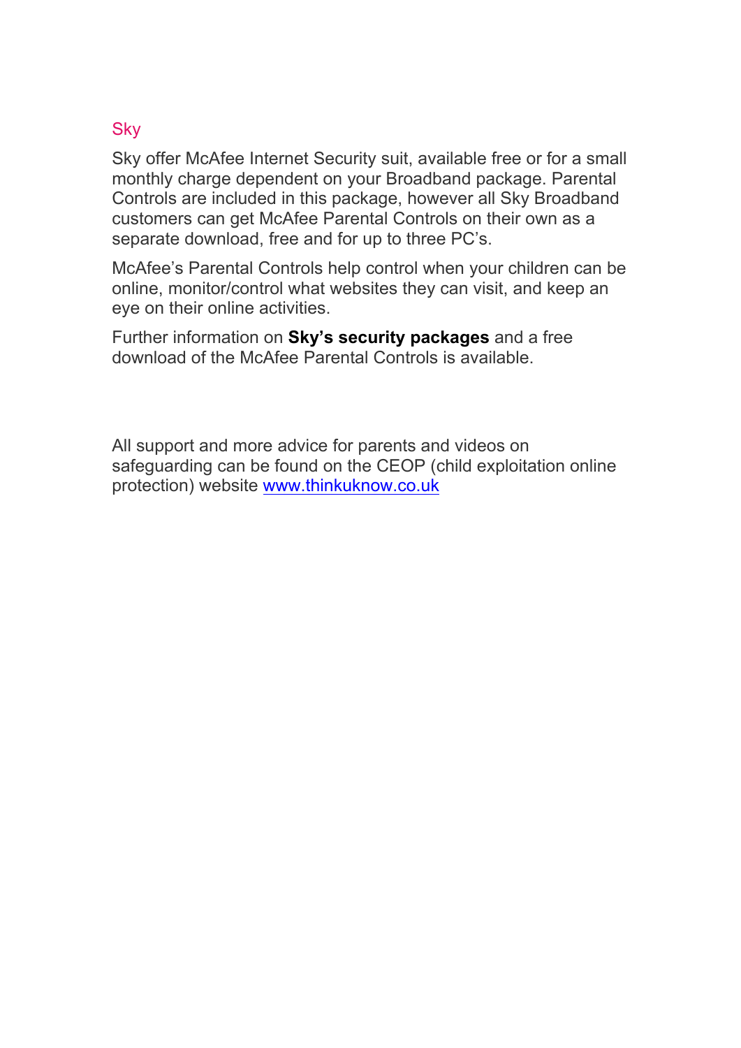## Sky

Sky offer McAfee Internet Security suit, available free or for a small monthly charge dependent on your Broadband package. Parental Controls are included in this package, however all Sky Broadband customers can get McAfee Parental Controls on their own as a separate download, free and for up to three PC's.

McAfee's Parental Controls help control when your children can be online, monitor/control what websites they can visit, and keep an eye on their online activities.

Further information on **Sky's security packages** and a free download of the McAfee Parental Controls is available.

All support and more advice for parents and videos on safeguarding can be found on the CEOP (child exploitation online protection) website [www.thinkuknow.co.uk](http://www.thinkuknow.co.uk)